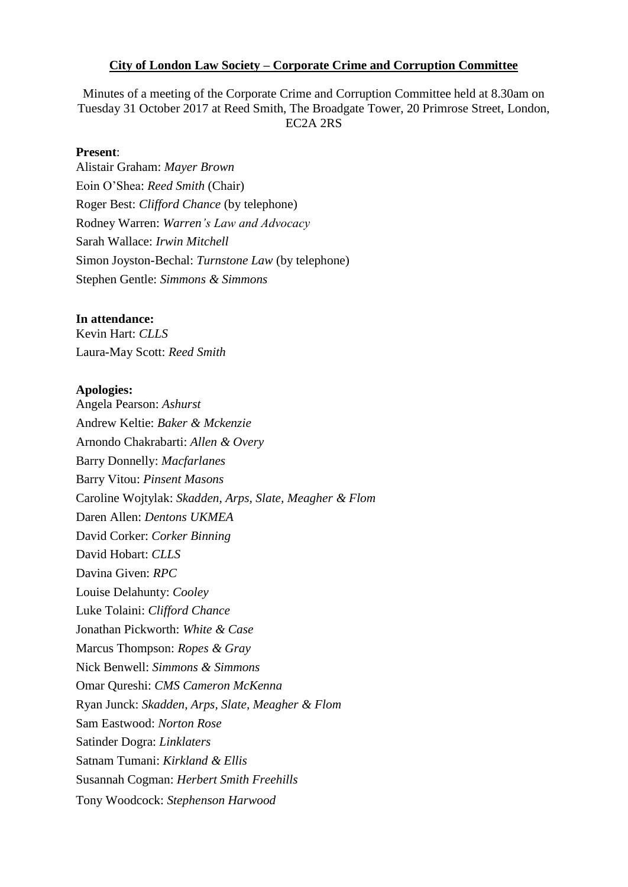**City of London Law Society – Corporate Crime and Corruption Committee**

Minutes of a meeting of the Corporate Crime and Corruption Committee held at 8.30am on Tuesday 31 October 2017 at Reed Smith, The Broadgate Tower, 20 Primrose Street, London, EC2A 2RS

**Present**:

Alistair Graham: *Mayer Brown*
Eoin O'Shea: *Reed Smith* (Chair)
Roger Best: *Clifford Chance* (by telephone)
Rodney Warren: *Warren's Law and Advocacy*
Sarah Wallace: *Irwin Mitchell*
Simon Joyston-Bechal: *Turnstone Law* (by telephone)
Stephen Gentle: *Simmons & Simmons*

**In attendance:**

Kevin Hart: *CLLS*
Laura-May Scott: *Reed Smith*

**Apologies:**

Angela Pearson: *Ashurst*
Andrew Keltie: *Baker & Mckenzie*
Arnondo Chakrabarti: *Allen & Overy*
Barry Donnelly: *Macfarlanes*
Barry Vitou: *Pinsent Masons*
Caroline Wojtylak: *Skadden, Arps, Slate, Meagher & Flom*
Daren Allen: *Dentons UKMEA*
David Corker: *Corker Binning*
David Hobart: *CLLS*
Davina Given: *RPC*
Louise Delahunty: *Cooley*
Luke Tolaini: *Clifford Chance*
Jonathan Pickworth: *White & Case*
Marcus Thompson: *Ropes & Gray*
Nick Benwell: *Simmons & Simmons*
Omar Qureshi: *CMS Cameron McKenna*
Ryan Junck: *Skadden, Arps, Slate, Meagher & Flom*
Sam Eastwood: *Norton Rose*
Satinder Dogra: *Linklaters*
Satnam Tumani: *Kirkland & Ellis*
Susannah Cogman: *Herbert Smith Freehills*
Tony Woodcock: *Stephenson Harwood*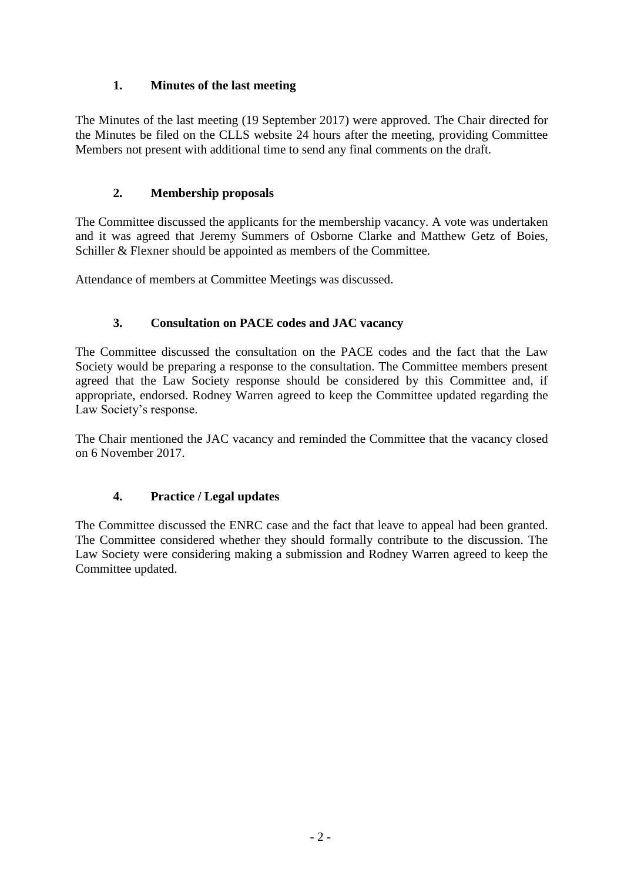## 1. Minutes of the last meeting

The Minutes of the last meeting (19 September 2017) were approved. The Chair directed for the Minutes be filed on the CLLS website 24 hours after the meeting, providing Committee Members not present with additional time to send any final comments on the draft.

## 2. Membership proposals

The Committee discussed the applicants for the membership vacancy. A vote was undertaken and it was agreed that Jeremy Summers of Osborne Clarke and Matthew Getz of Boies, Schiller & Flexner should be appointed as members of the Committee.

Attendance of members at Committee Meetings was discussed.

## 3. Consultation on PACE codes and JAC vacancy

The Committee discussed the consultation on the PACE codes and the fact that the Law Society would be preparing a response to the consultation. The Committee members present agreed that the Law Society response should be considered by this Committee and, if appropriate, endorsed. Rodney Warren agreed to keep the Committee updated regarding the Law Society's response.

The Chair mentioned the JAC vacancy and reminded the Committee that the vacancy closed on 6 November 2017.

## 4. Practice / Legal updates

The Committee discussed the ENRC case and the fact that leave to appeal had been granted. The Committee considered whether they should formally contribute to the discussion. The Law Society were considering making a submission and Rodney Warren agreed to keep the Committee updated.